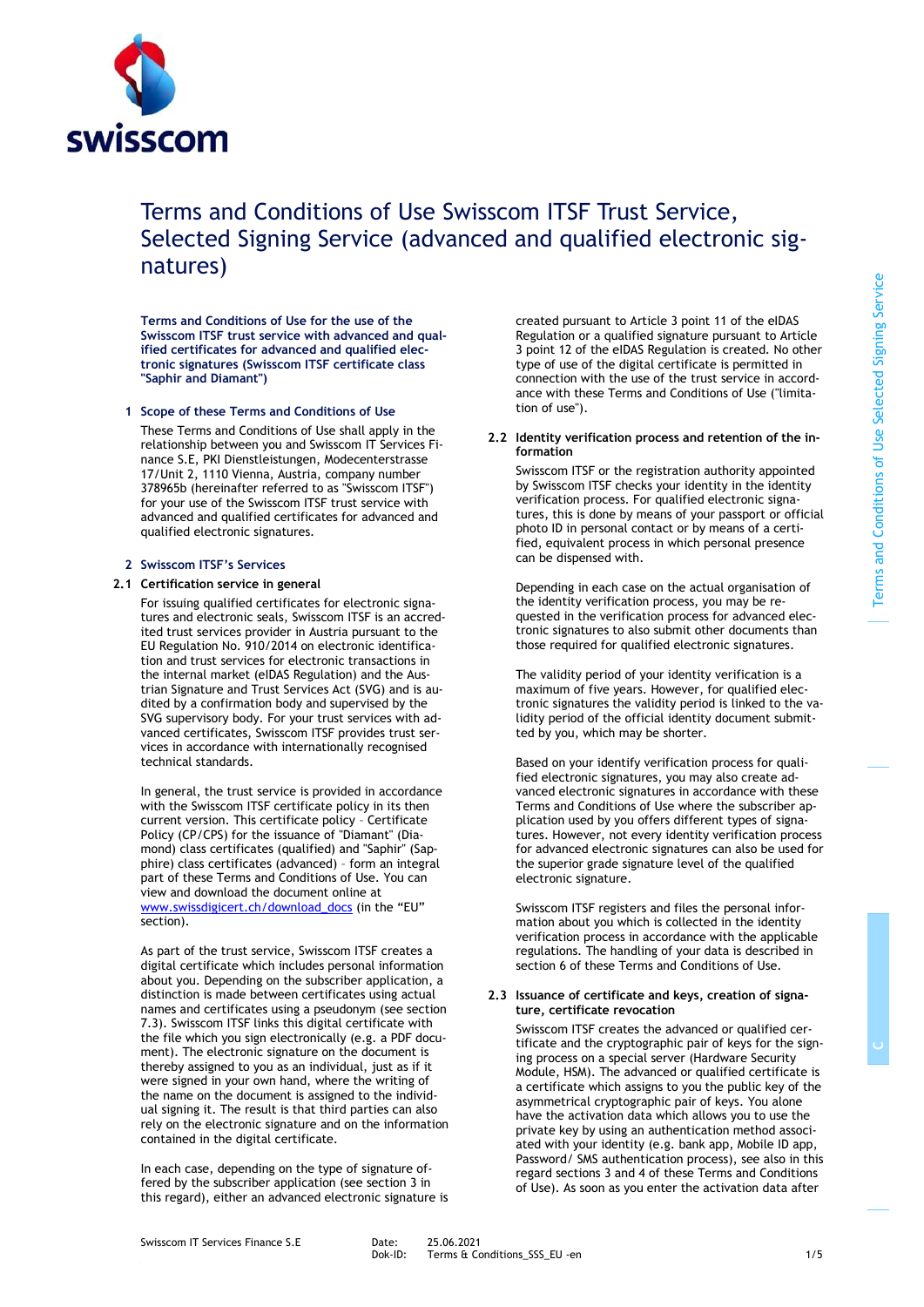# Terms and Conditions of Use Swisscom ITSF Trust Service, Selected Signing Service (advanced and qualified electronic signatures)

**Terms and Conditions of Use for the use of the Swisscom ITSF trust service with advanced and qualified certificates for advanced and qualified electronic signatures (Swisscom ITSF certificate class "Saphir and Diamant")**

## 1 Scope of these Terms and Conditions of Use

These Terms and Conditions of Use shall apply in the relationship between you and Swisscom IT Services Finance S.E, PKI Dienstleistungen, Modecenterstrasse 17/Unit 2, 1110 Vienna, Austria, company number 378965b (hereinafter referred to as "Swisscom ITSF") for your use of the Swisscom ITSF trust service with advanced and qualified certificates for advanced and qualified electronic signatures.

## 2 Swisscom ITSF's Services

### 2.1 Certification service in general

For issuing qualified certificates for electronic signatures and electronic seals, Swisscom ITSF is an accredited trust services provider in Austria pursuant to the EU Regulation No. 910/2014 on electronic identification and trust services for electronic transactions in the internal market (eIDAS Regulation) and the Austrian Signature and Trust Services Act (SVG) and is audited by a confirmation body and supervised by the SVG supervisory body. For your trust services with advanced certificates, Swisscom ITSF provides trust services in accordance with internationally recognised technical standards.

In general, the trust service is provided in accordance with the Swisscom ITSF certificate policy in its then current version. This certificate policy – Certificate Policy (CP/CPS) for the issuance of "Diamant" (Diamond) class certificates (qualified) and "Saphir" (Sapphire) class certificates (advanced) – form an integral part of these Terms and Conditions of Use. You can view and download the document online at www.swissdigicert.ch/download_docs (in the "EU" section).

As part of the trust service, Swisscom ITSF creates a digital certificate which includes personal information about you. Depending on the subscriber application, a distinction is made between certificates using actual names and certificates using a pseudonym (see section 7.3). Swisscom ITSF links this digital certificate with the file which you sign electronically (e.g. a PDF document). The electronic signature on the document is thereby assigned to you as an individual, just as if it were signed in your own hand, where the writing of the name on the document is assigned to the individual signing it. The result is that third parties can also rely on the electronic signature and on the information contained in the digital certificate.

In each case, depending on the type of signature offered by the subscriber application (see section 3 in this regard), either an advanced electronic signature is created pursuant to Article 3 point 11 of the eIDAS Regulation or a qualified signature pursuant to Article 3 point 12 of the eIDAS Regulation is created. No other type of use of the digital certificate is permitted in connection with the use of the trust service in accordance with these Terms and Conditions of Use ("limitation of use").

### 2.2 Identity verification process and retention of the information

Swisscom ITSF or the registration authority appointed by Swisscom ITSF checks your identity in the identity verification process. For qualified electronic signatures, this is done by means of your passport or official photo ID in personal contact or by means of a certified, equivalent process in which personal presence can be dispensed with.

Depending in each case on the actual organisation of the identity verification process, you may be requested in the verification process for advanced electronic signatures to also submit other documents than those required for qualified electronic signatures.

The validity period of your identity verification is a maximum of five years. However, for qualified electronic signatures the validity period is linked to the validity period of the official identity document submitted by you, which may be shorter.

Based on your identify verification process for qualified electronic signatures, you may also create advanced electronic signatures in accordance with these Terms and Conditions of Use where the subscriber application used by you offers different types of signatures. However, not every identity verification process for advanced electronic signatures can also be used for the superior grade signature level of the qualified electronic signature.

Swisscom ITSF registers and files the personal information about you which is collected in the identity verification process in accordance with the applicable regulations. The handling of your data is described in section 6 of these Terms and Conditions of Use.

### 2.3 Issuance of certificate and keys, creation of signature, certificate revocation

Swisscom ITSF creates the advanced or qualified certificate and the cryptographic pair of keys for the signing process on a special server (Hardware Security Module, HSM). The advanced or qualified certificate is a certificate which assigns to you the public key of the asymmetrical cryptographic pair of keys. You alone have the activation data which allows you to use the private key by using an authentication method associated with your identity (e.g. bank app, Mobile ID app, Password/ SMS authentication process), see also in this regard sections 3 and 4 of these Terms and Conditions of Use). As soon as you enter the activation data after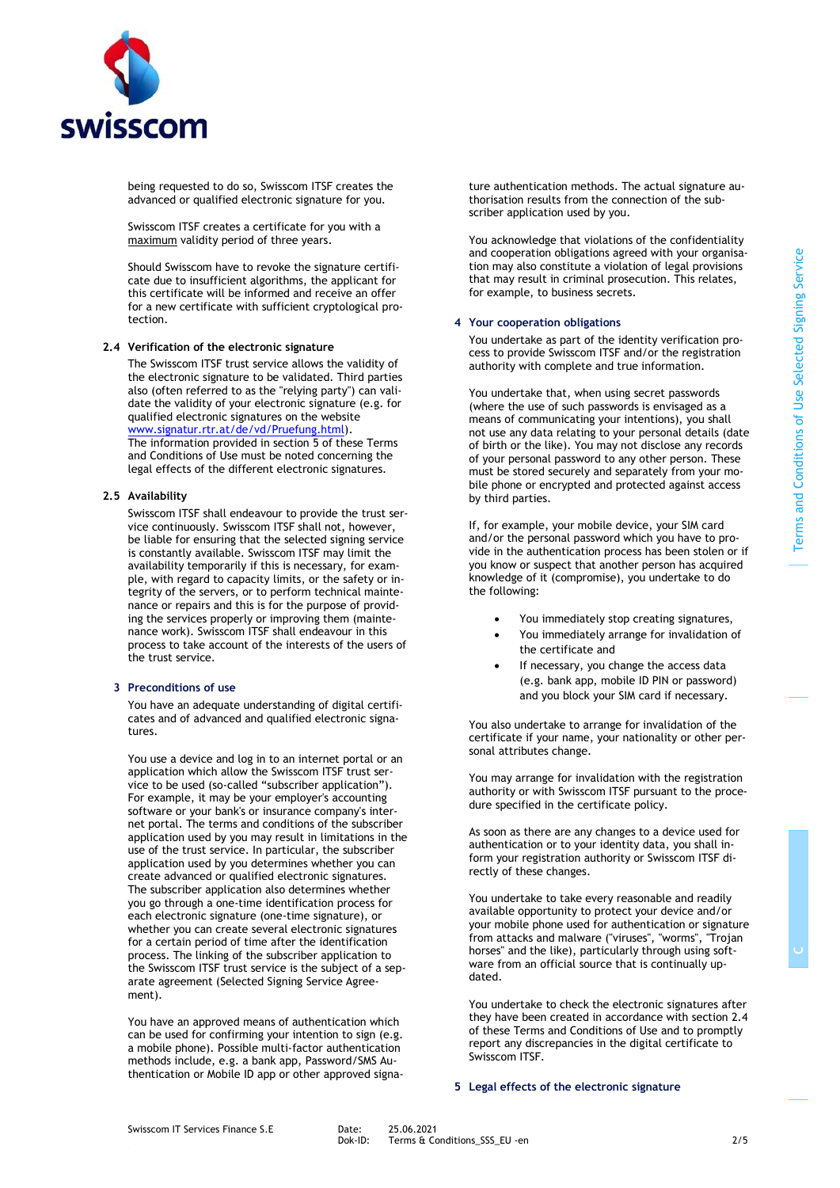being requested to do so, Swisscom ITSF creates the advanced or qualified electronic signature for you.

Swisscom ITSF creates a certificate for you with a maximum validity period of three years.

Should Swisscom have to revoke the signature certificate due to insufficient algorithms, the applicant for this certificate will be informed and receive an offer for a new certificate with sufficient cryptological protection.

### 2.4 Verification of the electronic signature

The Swisscom ITSF trust service allows the validity of the electronic signature to be validated. Third parties also (often referred to as the "relying party") can validate the validity of your electronic signature (e.g. for qualified electronic signatures on the website www.signatur.rtr.at/de/vd/Pruefung.html).
The information provided in section 5 of these Terms and Conditions of Use must be noted concerning the legal effects of the different electronic signatures.

### 2.5 Availability

Swisscom ITSF shall endeavour to provide the trust service continuously. Swisscom ITSF shall not, however, be liable for ensuring that the selected signing service is constantly available. Swisscom ITSF may limit the availability temporarily if this is necessary, for example, with regard to capacity limits, or the safety or integrity of the servers, or to perform technical maintenance or repairs and this is for the purpose of providing the services properly or improving them (maintenance work). Swisscom ITSF shall endeavour in this process to take account of the interests of the users of the trust service.

## 3 Preconditions of use

You have an adequate understanding of digital certificates and of advanced and qualified electronic signatures.

You use a device and log in to an internet portal or an application which allow the Swisscom ITSF trust service to be used (so-called "subscriber application"). For example, it may be your employer's accounting software or your bank's or insurance company's internet portal. The terms and conditions of the subscriber application used by you may result in limitations in the use of the trust service. In particular, the subscriber application used by you determines whether you can create advanced or qualified electronic signatures. The subscriber application also determines whether you go through a one-time identification process for each electronic signature (one-time signature), or whether you can create several electronic signatures for a certain period of time after the identification process. The linking of the subscriber application to the Swisscom ITSF trust service is the subject of a separate agreement (Selected Signing Service Agreement).

You have an approved means of authentication which can be used for confirming your intention to sign (e.g. a mobile phone). Possible multi-factor authentication methods include, e.g. a bank app, Password/SMS Authentication or Mobile ID app or other approved signature authentication methods. The actual signature authorisation results from the connection of the subscriber application used by you.

You acknowledge that violations of the confidentiality and cooperation obligations agreed with your organisation may also constitute a violation of legal provisions that may result in criminal prosecution. This relates, for example, to business secrets.

## 4 Your cooperation obligations

You undertake as part of the identity verification process to provide Swisscom ITSF and/or the registration authority with complete and true information.

You undertake that, when using secret passwords (where the use of such passwords is envisaged as a means of communicating your intentions), you shall not use any data relating to your personal details (date of birth or the like). You may not disclose any records of your personal password to any other person. These must be stored securely and separately from your mobile phone or encrypted and protected against access by third parties.

If, for example, your mobile device, your SIM card and/or the personal password which you have to provide in the authentication process has been stolen or if you know or suspect that another person has acquired knowledge of it (compromise), you undertake to do the following:

- You immediately stop creating signatures,
- You immediately arrange for invalidation of the certificate and
- If necessary, you change the access data (e.g. bank app, mobile ID PIN or password) and you block your SIM card if necessary.

You also undertake to arrange for invalidation of the certificate if your name, your nationality or other personal attributes change.

You may arrange for invalidation with the registration authority or with Swisscom ITSF pursuant to the procedure specified in the certificate policy.

As soon as there are any changes to a device used for authentication or to your identity data, you shall inform your registration authority or Swisscom ITSF directly of these changes.

You undertake to take every reasonable and readily available opportunity to protect your device and/or your mobile phone used for authentication or signature from attacks and malware ("viruses", "worms", "Trojan horses" and the like), particularly through using software from an official source that is continually updated.

You undertake to check the electronic signatures after they have been created in accordance with section 2.4 of these Terms and Conditions of Use and to promptly report any discrepancies in the digital certificate to Swisscom ITSF.

## 5 Legal effects of the electronic signature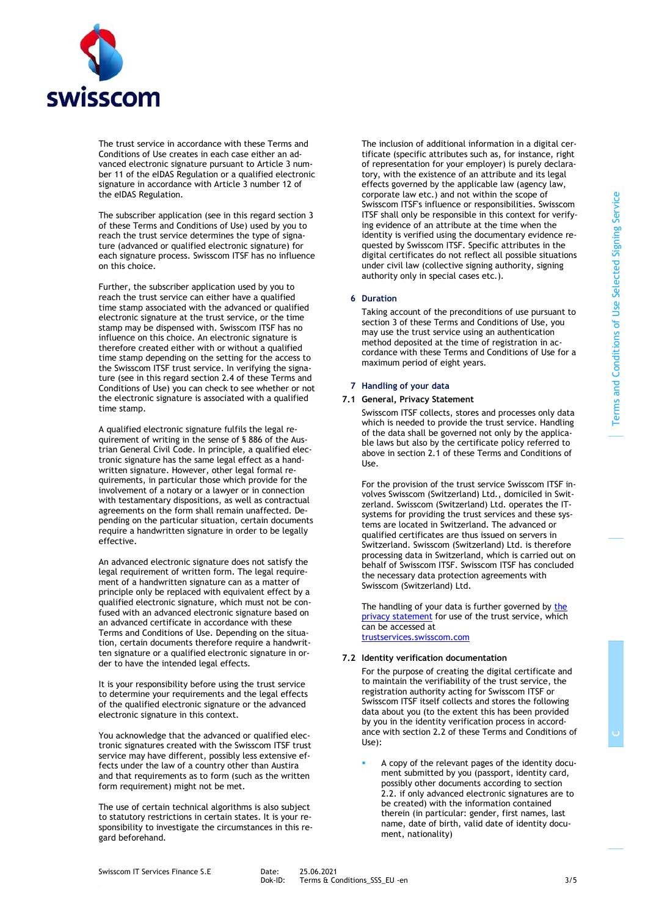The trust service in accordance with these Terms and Conditions of Use creates in each case either an advanced electronic signature pursuant to Article 3 number 11 of the eIDAS Regulation or a qualified electronic signature in accordance with Article 3 number 12 of the eIDAS Regulation.

The subscriber application (see in this regard section 3 of these Terms and Conditions of Use) used by you to reach the trust service determines the type of signature (advanced or qualified electronic signature) for each signature process. Swisscom ITSF has no influence on this choice.

Further, the subscriber application used by you to reach the trust service can either have a qualified time stamp associated with the advanced or qualified electronic signature at the trust service, or the time stamp may be dispensed with. Swisscom ITSF has no influence on this choice. An electronic signature is therefore created either with or without a qualified time stamp depending on the setting for the access to the Swisscom ITSF trust service. In verifying the signature (see in this regard section 2.4 of these Terms and Conditions of Use) you can check to see whether or not the electronic signature is associated with a qualified time stamp.

A qualified electronic signature fulfils the legal requirement of writing in the sense of § 886 of the Austrian General Civil Code. In principle, a qualified electronic signature has the same legal effect as a handwritten signature. However, other legal formal requirements, in particular those which provide for the involvement of a notary or a lawyer or in connection with testamentary dispositions, as well as contractual agreements on the form shall remain unaffected. Depending on the particular situation, certain documents require a handwritten signature in order to be legally effective.

An advanced electronic signature does not satisfy the legal requirement of written form. The legal requirement of a handwritten signature can as a matter of principle only be replaced with equivalent effect by a qualified electronic signature, which must not be confused with an advanced electronic signature based on an advanced certificate in accordance with these Terms and Conditions of Use. Depending on the situation, certain documents therefore require a handwritten signature or a qualified electronic signature in order to have the intended legal effects.

It is your responsibility before using the trust service to determine your requirements and the legal effects of the qualified electronic signature or the advanced electronic signature in this context.

You acknowledge that the advanced or qualified electronic signatures created with the Swisscom ITSF trust service may have different, possibly less extensive effects under the law of a country other than Austria and that requirements as to form (such as the written form requirement) might not be met.

The use of certain technical algorithms is also subject to statutory restrictions in certain states. It is your responsibility to investigate the circumstances in this regard beforehand.

The inclusion of additional information in a digital certificate (specific attributes such as, for instance, right of representation for your employer) is purely declaratory, with the existence of an attribute and its legal effects governed by the applicable law (agency law, corporate law etc.) and not within the scope of Swisscom ITSF's influence or responsibilities. Swisscom ITSF shall only be responsible in this context for verifying evidence of an attribute at the time when the identity is verified using the documentary evidence requested by Swisscom ITSF. Specific attributes in the digital certificates do not reflect all possible situations under civil law (collective signing authority, signing authority only in special cases etc.).

## 6 Duration

Taking account of the preconditions of use pursuant to section 3 of these Terms and Conditions of Use, you may use the trust service using an authentication method deposited at the time of registration in accordance with these Terms and Conditions of Use for a maximum period of eight years.

## 7 Handling of your data

### 7.1 General, Privacy Statement

Swisscom ITSF collects, stores and processes only data which is needed to provide the trust service. Handling of the data shall be governed not only by the applicable laws but also by the certificate policy referred to above in section 2.1 of these Terms and Conditions of Use.

For the provision of the trust service Swisscom ITSF involves Swisscom (Switzerland) Ltd., domiciled in Switzerland. Swisscom (Switzerland) Ltd. operates the IT-systems for providing the trust services and these systems are located in Switzerland. The advanced or qualified certificates are thus issued on servers in Switzerland. Swisscom (Switzerland) Ltd. is therefore processing data in Switzerland, which is carried out on behalf of Swisscom ITSF. Swisscom ITSF has concluded the necessary data protection agreements with Swisscom (Switzerland) Ltd.

The handling of your data is further governed by the privacy statement for use of the trust service, which can be accessed at trustservices.swisscom.com

### 7.2 Identity verification documentation

For the purpose of creating the digital certificate and to maintain the verifiability of the trust service, the registration authority acting for Swisscom ITSF or Swisscom ITSF itself collects and stores the following data about you (to the extent this has been provided by you in the identity verification process in accordance with section 2.2 of these Terms and Conditions of Use):

- A copy of the relevant pages of the identity document submitted by you (passport, identity card, possibly other documents according to section 2.2. if only advanced electronic signatures are to be created) with the information contained therein (in particular: gender, first names, last name, date of birth, valid date of identity document, nationality)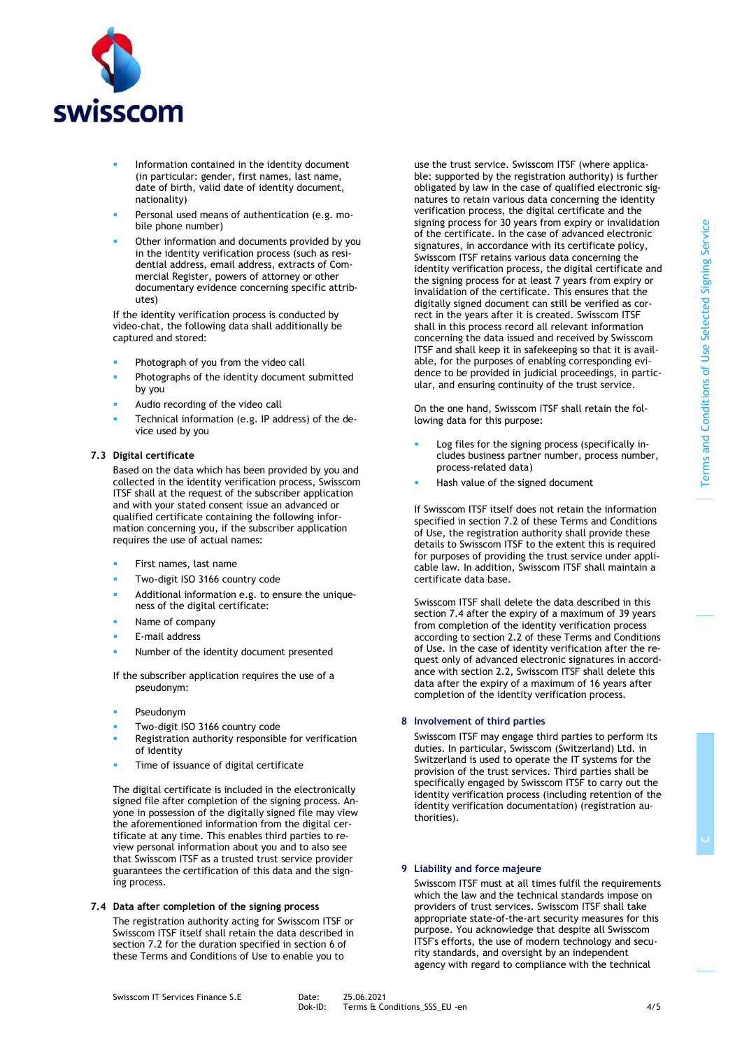- Information contained in the identity document (in particular: gender, first names, last name, date of birth, valid date of identity document, nationality)
- Personal used means of authentication (e.g. mobile phone number)
- Other information and documents provided by you in the identity verification process (such as residential address, email address, extracts of Commercial Register, powers of attorney or other documentary evidence concerning specific attributes)

If the identity verification process is conducted by video-chat, the following data shall additionally be captured and stored:

- Photograph of you from the video call
- Photographs of the identity document submitted by you
- Audio recording of the video call
- Technical information (e.g. IP address) of the device used by you

### 7.3 Digital certificate

Based on the data which has been provided by you and collected in the identity verification process, Swisscom ITSF shall at the request of the subscriber application and with your stated consent issue an advanced or qualified certificate containing the following information concerning you, if the subscriber application requires the use of actual names:

- First names, last name
- Two-digit ISO 3166 country code
- Additional information e.g. to ensure the uniqueness of the digital certificate:
- Name of company
- E-mail address
- Number of the identity document presented

If the subscriber application requires the use of a pseudonym:

- Pseudonym
- Two-digit ISO 3166 country code
- Registration authority responsible for verification of identity
- Time of issuance of digital certificate

The digital certificate is included in the electronically signed file after completion of the signing process. Anyone in possession of the digitally signed file may view the aforementioned information from the digital certificate at any time. This enables third parties to review personal information about you and to also see that Swisscom ITSF as a trusted trust service provider guarantees the certification of this data and the signing process.

### 7.4 Data after completion of the signing process

The registration authority acting for Swisscom ITSF or Swisscom ITSF itself shall retain the data described in section 7.2 for the duration specified in section 6 of these Terms and Conditions of Use to enable you to use the trust service. Swisscom ITSF (where applicable: supported by the registration authority) is further obligated by law in the case of qualified electronic signatures to retain various data concerning the identity verification process, the digital certificate and the signing process for 30 years from expiry or invalidation of the certificate. In the case of advanced electronic signatures, in accordance with its certificate policy, Swisscom ITSF retains various data concerning the identity verification process, the digital certificate and the signing process for at least 7 years from expiry or invalidation of the certificate. This ensures that the digitally signed document can still be verified as correct in the years after it is created. Swisscom ITSF shall in this process record all relevant information concerning the data issued and received by Swisscom ITSF and shall keep it in safekeeping so that it is available, for the purposes of enabling corresponding evidence to be provided in judicial proceedings, in particular, and ensuring continuity of the trust service.

On the one hand, Swisscom ITSF shall retain the following data for this purpose:

- Log files for the signing process (specifically includes business partner number, process number, process-related data)
- Hash value of the signed document

If Swisscom ITSF itself does not retain the information specified in section 7.2 of these Terms and Conditions of Use, the registration authority shall provide these details to Swisscom ITSF to the extent this is required for purposes of providing the trust service under applicable law. In addition, Swisscom ITSF shall maintain a certificate data base.

Swisscom ITSF shall delete the data described in this section 7.4 after the expiry of a maximum of 39 years from completion of the identity verification process according to section 2.2 of these Terms and Conditions of Use. In the case of identity verification after the request only of advanced electronic signatures in accordance with section 2.2, Swisscom ITSF shall delete this data after the expiry of a maximum of 16 years after completion of the identity verification process.

## 8 Involvement of third parties

Swisscom ITSF may engage third parties to perform its duties. In particular, Swisscom (Switzerland) Ltd. in Switzerland is used to operate the IT systems for the provision of the trust services. Third parties shall be specifically engaged by Swisscom ITSF to carry out the identity verification process (including retention of the identity verification documentation) (registration authorities).

## 9 Liability and force majeure

Swisscom ITSF must at all times fulfil the requirements which the law and the technical standards impose on providers of trust services. Swisscom ITSF shall take appropriate state-of-the-art security measures for this purpose. You acknowledge that despite all Swisscom ITSF's efforts, the use of modern technology and security standards, and oversight by an independent agency with regard to compliance with the technical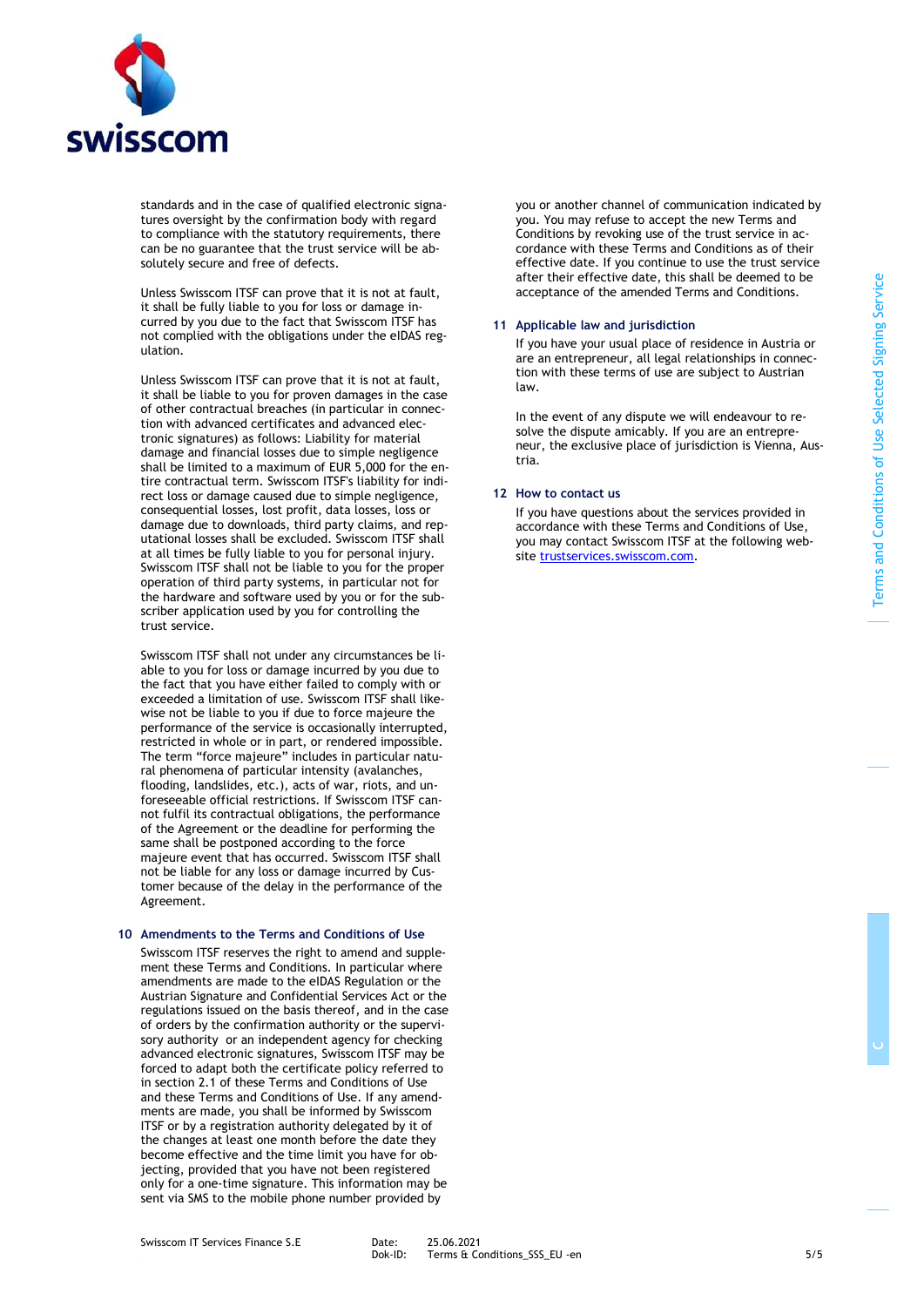standards and in the case of qualified electronic signatures oversight by the confirmation body with regard to compliance with the statutory requirements, there can be no guarantee that the trust service will be absolutely secure and free of defects.

Unless Swisscom ITSF can prove that it is not at fault, it shall be fully liable to you for loss or damage incurred by you due to the fact that Swisscom ITSF has not complied with the obligations under the eIDAS regulation.

Unless Swisscom ITSF can prove that it is not at fault, it shall be liable to you for proven damages in the case of other contractual breaches (in particular in connection with advanced certificates and advanced electronic signatures) as follows: Liability for material damage and financial losses due to simple negligence shall be limited to a maximum of EUR 5,000 for the entire contractual term. Swisscom ITSF's liability for indirect loss or damage caused due to simple negligence, consequential losses, lost profit, data losses, loss or damage due to downloads, third party claims, and reputational losses shall be excluded. Swisscom ITSF shall at all times be fully liable to you for personal injury. Swisscom ITSF shall not be liable to you for the proper operation of third party systems, in particular not for the hardware and software used by you or for the subscriber application used by you for controlling the trust service.

Swisscom ITSF shall not under any circumstances be liable to you for loss or damage incurred by you due to the fact that you have either failed to comply with or exceeded a limitation of use. Swisscom ITSF shall likewise not be liable to you if due to force majeure the performance of the service is occasionally interrupted, restricted in whole or in part, or rendered impossible. The term "force majeure" includes in particular natural phenomena of particular intensity (avalanches, flooding, landslides, etc.), acts of war, riots, and unforeseeable official restrictions. If Swisscom ITSF cannot fulfil its contractual obligations, the performance of the Agreement or the deadline for performing the same shall be postponed according to the force majeure event that has occurred. Swisscom ITSF shall not be liable for any loss or damage incurred by Customer because of the delay in the performance of the Agreement.

## 10 Amendments to the Terms and Conditions of Use

Swisscom ITSF reserves the right to amend and supplement these Terms and Conditions. In particular where amendments are made to the eIDAS Regulation or the Austrian Signature and Confidential Services Act or the regulations issued on the basis thereof, and in the case of orders by the confirmation authority or the supervisory authority or an independent agency for checking advanced electronic signatures, Swisscom ITSF may be forced to adapt both the certificate policy referred to in section 2.1 of these Terms and Conditions of Use and these Terms and Conditions of Use. If any amendments are made, you shall be informed by Swisscom ITSF or by a registration authority delegated by it of the changes at least one month before the date they become effective and the time limit you have for objecting, provided that you have not been registered only for a one-time signature. This information may be sent via SMS to the mobile phone number provided by you or another channel of communication indicated by you. You may refuse to accept the new Terms and Conditions by revoking use of the trust service in accordance with these Terms and Conditions as of their effective date. If you continue to use the trust service after their effective date, this shall be deemed to be acceptance of the amended Terms and Conditions.

## 11 Applicable law and jurisdiction

If you have your usual place of residence in Austria or are an entrepreneur, all legal relationships in connection with these terms of use are subject to Austrian law.

In the event of any dispute we will endeavour to resolve the dispute amicably. If you are an entrepreneur, the exclusive place of jurisdiction is Vienna, Austria.

## 12 How to contact us

If you have questions about the services provided in accordance with these Terms and Conditions of Use, you may contact Swisscom ITSF at the following website [trustservices.swisscom.com](trustservices.swisscom.com).